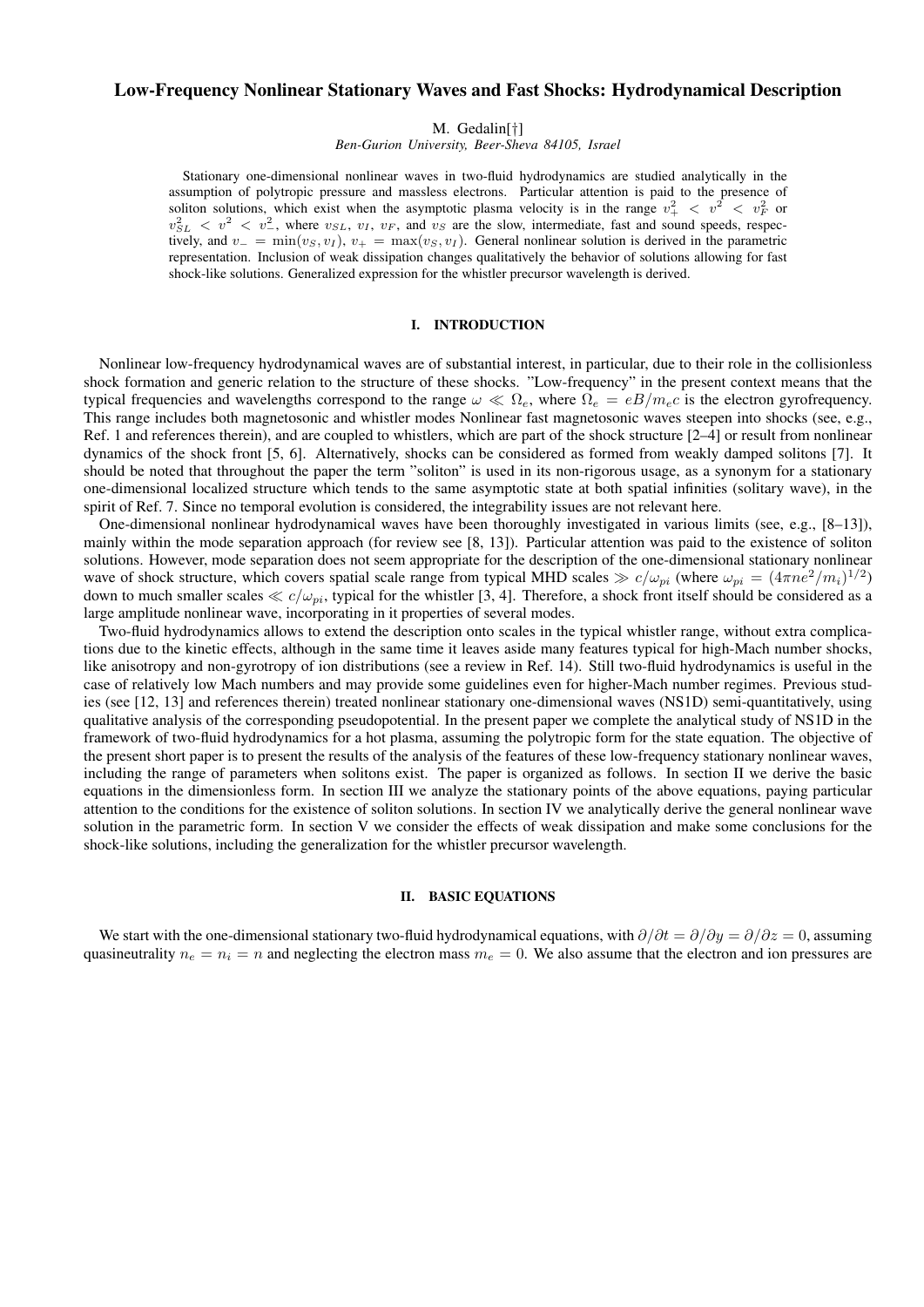# Low-Frequency Nonlinear Stationary Waves and Fast Shocks: Hydrodynamical Description

M. Gedalin[†]

*Ben-Gurion University, Beer-Sheva 84105, Israel*

Stationary one-dimensional nonlinear waves in two-fluid hydrodynamics are studied analytically in the assumption of polytropic pressure and massless electrons. Particular attention is paid to the presence of soliton solutions, which exist when the asymptotic plasma velocity is in the range $v_+^2 < v^2 < v_F^2$ or $v_{SL}^2 < v^2 < v_-^2$, where $v_{SL}$, $v_I$, $v_F$, and $v_S$ are the slow, intermediate, fast and sound speeds, respectively, and $v_- = \min(v_S, v_I)$, $v_+ = \max(v_S, v_I)$. General nonlinear solution is derived in the parametric representation. Inclusion of weak dissipation changes qualitatively the behavior of solutions allowing for fast shock-like solutions. Generalized expression for the whistler precursor wavelength is derived.

## I. INTRODUCTION

Nonlinear low-frequency hydrodynamical waves are of substantial interest, in particular, due to their role in the collisionless shock formation and generic relation to the structure of these shocks. "Low-frequency" in the present context means that the typical frequencies and wavelengths correspond to the range $\omega \ll \Omega_e$, where $\Omega_e = eB/m_e c$ is the electron gyrofrequency. This range includes both magnetosonic and whistler modes Nonlinear fast magnetosonic waves steepen into shocks (see, e.g., Ref. 1 and references therein), and are coupled to whistlers, which are part of the shock structure [2–4] or result from nonlinear dynamics of the shock front [5, 6]. Alternatively, shocks can be considered as formed from weakly damped solitons [7]. It should be noted that throughout the paper the term "soliton" is used in its non-rigorous usage, as a synonym for a stationary one-dimensional localized structure which tends to the same asymptotic state at both spatial infinities (solitary wave), in the spirit of Ref. 7. Since no temporal evolution is considered, the integrability issues are not relevant here.

One-dimensional nonlinear hydrodynamical waves have been thoroughly investigated in various limits (see, e.g., [8–13]), mainly within the mode separation approach (for review see [8, 13]). Particular attention was paid to the existence of soliton solutions. However, mode separation does not seem appropriate for the description of the one-dimensional stationary nonlinear wave of shock structure, which covers spatial scale range from typical MHD scales $\gg c/\omega_{pi}$ (where $\omega_{pi} = (4\pi n e^2/m_i)^{1/2}$) down to much smaller scales $\ll c/\omega_{pi}$, typical for the whistler [3, 4]. Therefore, a shock front itself should be considered as a large amplitude nonlinear wave, incorporating in it properties of several modes.

Two-fluid hydrodynamics allows to extend the description onto scales in the typical whistler range, without extra complications due to the kinetic effects, although in the same time it leaves aside many features typical for high-Mach number shocks, like anisotropy and non-gyrotropy of ion distributions (see a review in Ref. 14). Still two-fluid hydrodynamics is useful in the case of relatively low Mach numbers and may provide some guidelines even for higher-Mach number regimes. Previous studies (see [12, 13] and references therein) treated nonlinear stationary one-dimensional waves (NS1D) semi-quantitatively, using qualitative analysis of the corresponding pseudopotential. In the present paper we complete the analytical study of NS1D in the framework of two-fluid hydrodynamics for a hot plasma, assuming the polytropic form for the state equation. The objective of the present short paper is to present the results of the analysis of the features of these low-frequency stationary nonlinear waves, including the range of parameters when solitons exist. The paper is organized as follows. In section II we derive the basic equations in the dimensionless form. In section III we analyze the stationary points of the above equations, paying particular attention to the conditions for the existence of soliton solutions. In section IV we analytically derive the general nonlinear wave solution in the parametric form. In section V we consider the effects of weak dissipation and make some conclusions for the shock-like solutions, including the generalization for the whistler precursor wavelength.

## II. BASIC EQUATIONS

We start with the one-dimensional stationary two-fluid hydrodynamical equations, with $\partial/\partial t = \partial/\partial y = \partial/\partial z = 0$, assuming quasineutrality $n_e = n_i = n$ and neglecting the electron mass $m_e = 0$. We also assume that the electron and ion pressures are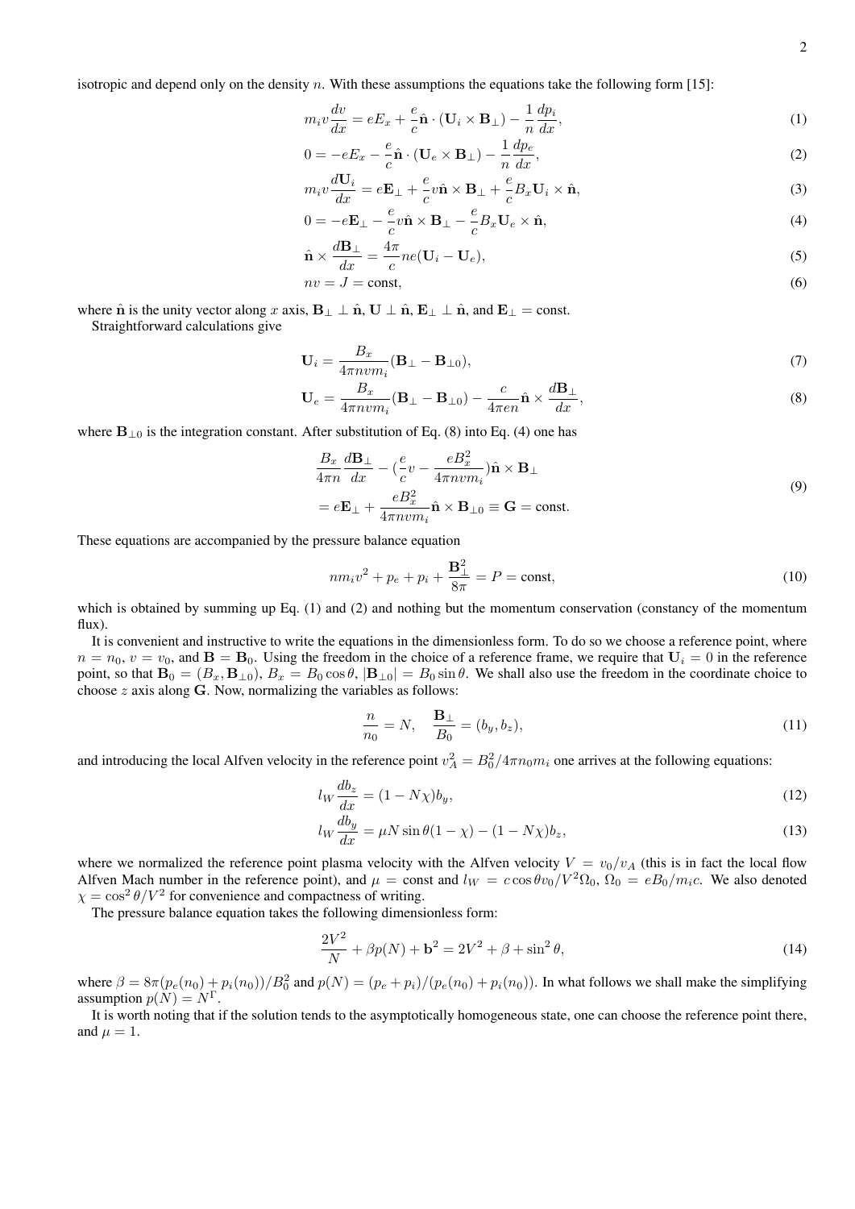isotropic and depend only on the density $n$. With these assumptions the equations take the following form [15]:

$$m_i v \frac{dv}{dx} = eE_x + \frac{e}{c}\hat{\mathbf{n}} \cdot (\mathbf{U}_i \times \mathbf{B}_\perp) - \frac{1}{n}\frac{dp_i}{dx}, \tag{1}$$

$$0 = -eE_x - \frac{e}{c}\hat{\mathbf{n}} \cdot (\mathbf{U}_e \times \mathbf{B}_\perp) - \frac{1}{n}\frac{dp_e}{dx}, \tag{2}$$

$$m_i v \frac{d\mathbf{U}_i}{dx} = e\mathbf{E}_\perp + \frac{e}{c} v \hat{\mathbf{n}} \times \mathbf{B}_\perp + \frac{e}{c} B_x \mathbf{U}_i \times \hat{\mathbf{n}}, \tag{3}$$

$$0 = -e\mathbf{E}_\perp - \frac{e}{c} v \hat{\mathbf{n}} \times \mathbf{B}_\perp - \frac{e}{c} B_x \mathbf{U}_e \times \hat{\mathbf{n}}, \tag{4}$$

$$\hat{\mathbf{n}} \times \frac{d\mathbf{B}_\perp}{dx} = \frac{4\pi}{c} ne(\mathbf{U}_i - \mathbf{U}_e), \tag{5}$$

$$nv = J = \text{const}, \tag{6}$$

where $\hat{\mathbf{n}}$ is the unity vector along $x$ axis, $\mathbf{B}_\perp \perp \hat{\mathbf{n}}$, $\mathbf{U} \perp \hat{\mathbf{n}}$, $\mathbf{E}_\perp \perp \hat{\mathbf{n}}$, and $\mathbf{E}_\perp = \text{const}$.

Straightforward calculations give

$$\mathbf{U}_i = \frac{B_x}{4\pi n v m_i}(\mathbf{B}_\perp - \mathbf{B}_{\perp 0}), \tag{7}$$

$$\mathbf{U}_e = \frac{B_x}{4\pi n v m_i}(\mathbf{B}_\perp - \mathbf{B}_{\perp 0}) - \frac{c}{4\pi e n}\hat{\mathbf{n}} \times \frac{d\mathbf{B}_\perp}{dx}, \tag{8}$$

where $\mathbf{B}_{\perp 0}$ is the integration constant. After substitution of Eq. (8) into Eq. (4) one has

$$\begin{aligned} &\frac{B_x}{4\pi n}\frac{d\mathbf{B}_\perp}{dx} - \left(\frac{e}{c}v - \frac{eB_x^2}{4\pi n v m_i}\right)\hat{\mathbf{n}} \times \mathbf{B}_\perp \\ &= e\mathbf{E}_\perp + \frac{eB_x^2}{4\pi n v m_i}\hat{\mathbf{n}} \times \mathbf{B}_{\perp 0} \equiv \mathbf{G} = \text{const}. \end{aligned} \tag{9}$$

These equations are accompanied by the pressure balance equation

$$n m_i v^2 + p_e + p_i + \frac{\mathbf{B}_\perp^2}{8\pi} = P = \text{const}, \tag{10}$$

which is obtained by summing up Eq. (1) and (2) and nothing but the momentum conservation (constancy of the momentum flux).

It is convenient and instructive to write the equations in the dimensionless form. To do so we choose a reference point, where $n = n_0$, $v = v_0$, and $\mathbf{B} = \mathbf{B}_0$. Using the freedom in the choice of a reference frame, we require that $\mathbf{U}_i = 0$ in the reference point, so that $\mathbf{B}_0 = (B_x, \mathbf{B}_{\perp 0})$, $B_x = B_0 \cos\theta$, $|\mathbf{B}_{\perp 0}| = B_0 \sin\theta$. We shall also use the freedom in the coordinate choice to choose $z$ axis along $\mathbf{G}$. Now, normalizing the variables as follows:

$$\frac{n}{n_0} = N, \quad \frac{\mathbf{B}_\perp}{B_0} = (b_y, b_z), \tag{11}$$

and introducing the local Alfven velocity in the reference point $v_A^2 = B_0^2/4\pi n_0 m_i$ one arrives at the following equations:

$$l_W \frac{db_z}{dx} = (1 - N\chi) b_y, \tag{12}$$

$$l_W \frac{db_y}{dx} = \mu N \sin\theta (1 - \chi) - (1 - N\chi) b_z, \tag{13}$$

where we normalized the reference point plasma velocity with the Alfven velocity $V = v_0/v_A$ (this is in fact the local flow Alfven Mach number in the reference point), and $\mu = \text{const}$ and $l_W = c\cos\theta v_0/V^2\Omega_0$, $\Omega_0 = eB_0/m_i c$. We also denoted $\chi = \cos^2\theta/V^2$ for convenience and compactness of writing.

The pressure balance equation takes the following dimensionless form:

$$\frac{2V^2}{N} + \beta p(N) + \mathbf{b}^2 = 2V^2 + \beta + \sin^2\theta, \tag{14}$$

where $\beta = 8\pi(p_e(n_0) + p_i(n_0))/B_0^2$ and $p(N) = (p_e + p_i)/(p_e(n_0) + p_i(n_0))$. In what follows we shall make the simplifying assumption $p(N) = N^\Gamma$.

It is worth noting that if the solution tends to the asymptotically homogeneous state, one can choose the reference point there, and $\mu = 1$.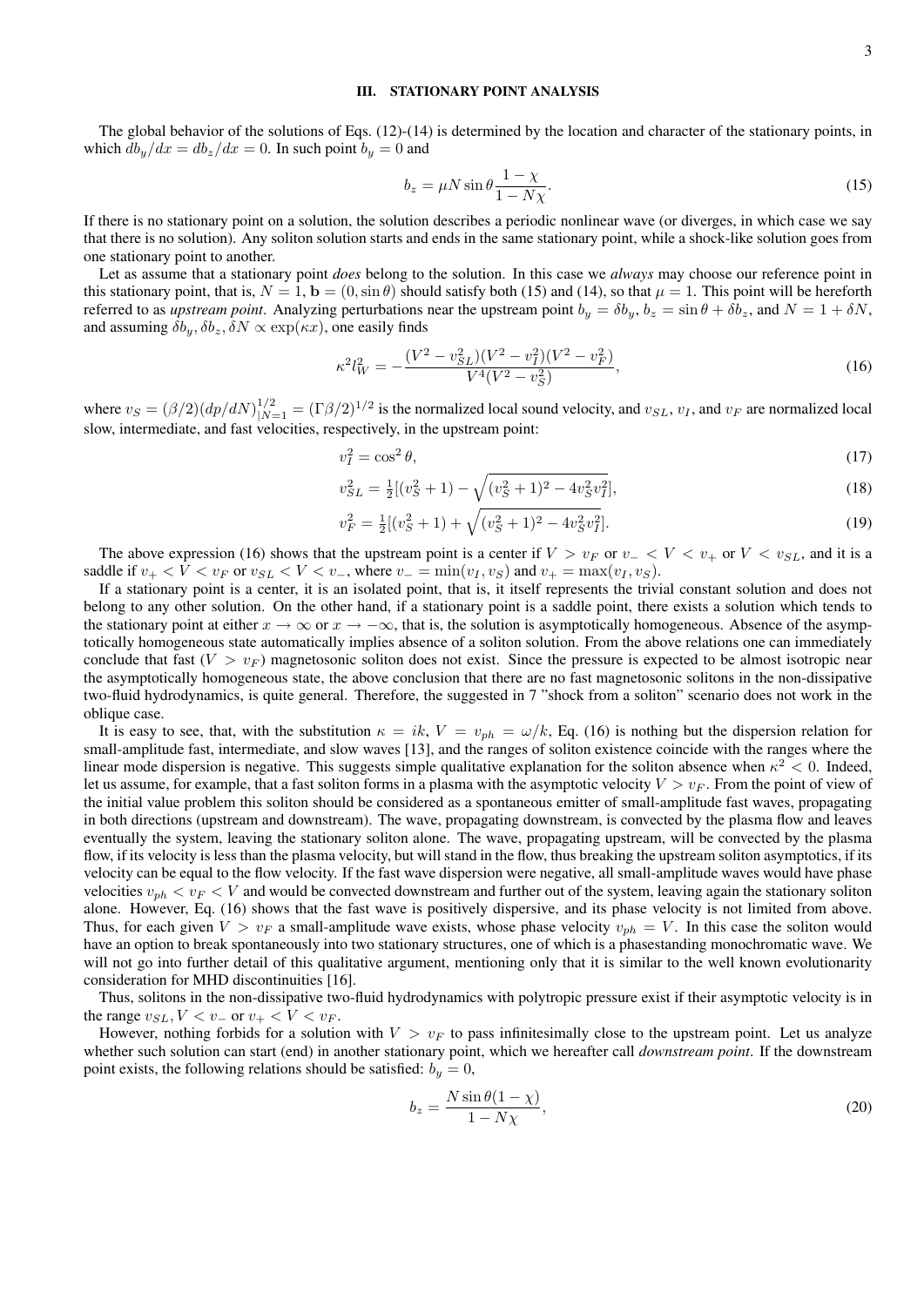### III. STATIONARY POINT ANALYSIS

The global behavior of the solutions of Eqs. (12)-(14) is determined by the location and character of the stationary points, in which $db_y/dx = db_z/dx = 0$. In such point $b_y = 0$ and

$$b_z = \mu N \sin\theta \frac{1-\chi}{1-N\chi}. \tag{15}$$

If there is no stationary point on a solution, the solution describes a periodic nonlinear wave (or diverges, in which case we say that there is no solution). Any soliton solution starts and ends in the same stationary point, while a shock-like solution goes from one stationary point to another.

Let as assume that a stationary point *does* belong to the solution. In this case we *always* may choose our reference point in this stationary point, that is, $N = 1$, $\mathbf{b} = (0, \sin\theta)$ should satisfy both (15) and (14), so that $\mu = 1$. This point will be hereforth referred to as *upstream point*. Analyzing perturbations near the upstream point $b_y = \delta b_y$, $b_z = \sin\theta + \delta b_z$, and $N = 1 + \delta N$, and assuming $\delta b_y, \delta b_z, \delta N \propto \exp(\kappa x)$, one easily finds

$$\kappa^2 l_W^2 = -\frac{(V^2 - v_{SL}^2)(V^2 - v_I^2)(V^2 - v_F^2)}{V^4(V^2 - v_S^2)}, \tag{16}$$

where $v_S = (\beta/2)(dp/dN)^{1/2}_{|N=1} = (\Gamma\beta/2)^{1/2}$ is the normalized local sound velocity, and $v_{SL}$, $v_I$, and $v_F$ are normalized local slow, intermediate, and fast velocities, respectively, in the upstream point:

$$v_I^2 = \cos^2\theta, \tag{17}$$

$$v_{SL}^2 = \tfrac{1}{2}[(v_S^2 + 1) - \sqrt{(v_S^2+1)^2 - 4v_S^2 v_I^2}], \tag{18}$$

$$v_F^2 = \tfrac{1}{2}[(v_S^2 + 1) + \sqrt{(v_S^2+1)^2 - 4v_S^2 v_I^2}]. \tag{19}$$

The above expression (16) shows that the upstream point is a center if $V > v_F$ or $v_- < V < v_+$ or $V < v_{SL}$, and it is a saddle if $v_+ < V < v_F$ or $v_{SL} < V < v_-$, where $v_- = \min(v_I, v_S)$ and $v_+ = \max(v_I, v_S)$.

If a stationary point is a center, it is an isolated point, that is, it itself represents the trivial constant solution and does not belong to any other solution. On the other hand, if a stationary point is a saddle point, there exists a solution which tends to the stationary point at either $x \to \infty$ or $x \to -\infty$, that is, the solution is asymptotically homogeneous. Absence of the asymptotically homogeneous state automatically implies absence of a soliton solution. From the above relations one can immediately conclude that fast ($V > v_F$) magnetosonic soliton does not exist. Since the pressure is expected to be almost isotropic near the asymptotically homogeneous state, the above conclusion that there are no fast magnetosonic solitons in the non-dissipative two-fluid hydrodynamics, is quite general. Therefore, the suggested in 7 "shock from a soliton" scenario does not work in the oblique case.

It is easy to see, that, with the substitution $\kappa = ik$, $V = v_{ph} = \omega/k$, Eq. (16) is nothing but the dispersion relation for small-amplitude fast, intermediate, and slow waves [13], and the ranges of soliton existence coincide with the ranges where the linear mode dispersion is negative. This suggests simple qualitative explanation for the soliton absence when $\kappa^2 < 0$. Indeed, let us assume, for example, that a fast soliton forms in a plasma with the asymptotic velocity $V > v_F$. From the point of view of the initial value problem this soliton should be considered as a spontaneous emitter of small-amplitude fast waves, propagating in both directions (upstream and downstream). The wave, propagating downstream, is convected by the plasma flow and leaves eventually the system, leaving the stationary soliton alone. The wave, propagating upstream, will be convected by the plasma flow, if its velocity is less than the plasma velocity, but will stand in the flow, thus breaking the upstream soliton asymptotics, if its velocity can be equal to the flow velocity. If the fast wave dispersion were negative, all small-amplitude waves would have phase velocities $v_{ph} < v_F < V$ and would be convected downstream and further out of the system, leaving again the stationary soliton alone. However, Eq. (16) shows that the fast wave is positively dispersive, and its phase velocity is not limited from above. Thus, for each given $V > v_F$ a small-amplitude wave exists, whose phase velocity $v_{ph} = V$. In this case the soliton would have an option to break spontaneously into two stationary structures, one of which is a phasestanding monochromatic wave. We will not go into further detail of this qualitative argument, mentioning only that it is similar to the well known evolutionarity consideration for MHD discontinuities [16].

Thus, solitons in the non-dissipative two-fluid hydrodynamics with polytropic pressure exist if their asymptotic velocity is in the range $v_{SL}, V < v_-$ or $v_+ < V < v_F$.

However, nothing forbids for a solution with $V > v_F$ to pass infinitesimally close to the upstream point. Let us analyze whether such solution can start (end) in another stationary point, which we hereafter call *downstream point*. If the downstream point exists, the following relations should be satisfied: $b_y = 0$,

$$b_z = \frac{N \sin\theta(1-\chi)}{1 - N\chi}, \tag{20}$$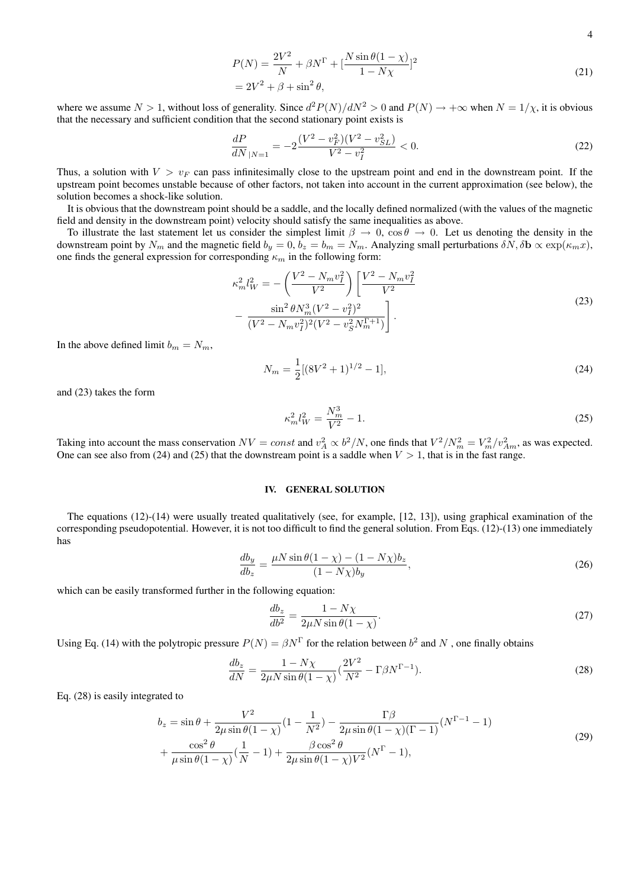$$P(N) = \frac{2V^2}{N} + \beta N^\Gamma + [\frac{N \sin\theta(1-\chi)}{1-N\chi}]^2$$
$$= 2V^2 + \beta + \sin^2\theta, \tag{21}$$

where we assume $N > 1$, without loss of generality. Since $d^2P(N)/dN^2 > 0$ and $P(N) \to +\infty$ when $N = 1/\chi$, it is obvious that the necessary and sufficient condition that the second stationary point exists is

$$\frac{dP}{dN}_{|N=1} = -2\frac{(V^2 - v_F^2)(V^2 - v_{SL}^2)}{V^2 - v_I^2} < 0. \tag{22}$$

Thus, a solution with $V > v_F$ can pass infinitesimally close to the upstream point and end in the downstream point. If the upstream point becomes unstable because of other factors, not taken into account in the current approximation (see below), the solution becomes a shock-like solution.

It is obvious that the downstream point should be a saddle, and the locally defined normalized (with the values of the magnetic field and density in the downstream point) velocity should satisfy the same inequalities as above.

To illustrate the last statement let us consider the simplest limit $\beta \to 0$, $\cos\theta \to 0$. Let us denoting the density in the downstream point by $N_m$ and the magnetic field $b_y = 0$, $b_z = b_m = N_m$. Analyzing small perturbations $\delta N, \delta\mathbf{b} \propto \exp(\kappa_m x)$, one finds the general expression for corresponding $\kappa_m$ in the following form:

$$\kappa_m^2 l_W^2 = -\left(\frac{V^2 - N_m v_I^2}{V^2}\right)\left[\frac{V^2 - N_m v_I^2}{V^2} - \frac{\sin^2\theta N_m^3 (V^2 - v_I^2)^2}{(V^2 - N_m v_I^2)^2 (V^2 - v_S^2 N_m^{\Gamma+1})}\right]. \tag{23}$$

In the above defined limit $b_m = N_m$,

$$N_m = \frac{1}{2}[(8V^2 + 1)^{1/2} - 1], \tag{24}$$

and (23) takes the form

$$\kappa_m^2 l_W^2 = \frac{N_m^3}{V^2} - 1. \tag{25}$$

Taking into account the mass conservation $NV = const$ and $v_A^2 \propto b^2/N$, one finds that $V^2/N_m^2 = V_m^2/v_{Am}^2$, as was expected. One can see also from (24) and (25) that the downstream point is a saddle when $V > 1$, that is in the fast range.

## IV. GENERAL SOLUTION

The equations (12)-(14) were usually treated qualitatively (see, for example, [12, 13]), using graphical examination of the corresponding pseudopotential. However, it is not too difficult to find the general solution. From Eqs. (12)-(13) one immediately has

$$\frac{db_y}{db_z} = \frac{\mu N \sin\theta(1-\chi) - (1-N\chi)b_z}{(1-N\chi)b_y}, \tag{26}$$

which can be easily transformed further in the following equation:

$$\frac{db_z}{db^2} = \frac{1 - N\chi}{2\mu N \sin\theta(1-\chi)}. \tag{27}$$

Using Eq. (14) with the polytropic pressure $P(N) = \beta N^\Gamma$ for the relation between $b^2$ and $N$ , one finally obtains

$$\frac{db_z}{dN} = \frac{1 - N\chi}{2\mu N \sin\theta(1-\chi)}\left(\frac{2V^2}{N^2} - \Gamma\beta N^{\Gamma-1}\right). \tag{28}$$

Eq. (28) is easily integrated to

$$b_z = \sin\theta + \frac{V^2}{2\mu \sin\theta(1-\chi)}\left(1 - \frac{1}{N^2}\right) - \frac{\Gamma\beta}{2\mu\sin\theta(1-\chi)(\Gamma-1)}(N^{\Gamma-1} - 1)$$
$$+ \frac{\cos^2\theta}{\mu\sin\theta(1-\chi)}\left(\frac{1}{N} - 1\right) + \frac{\beta\cos^2\theta}{2\mu\sin\theta(1-\chi)V^2}(N^\Gamma - 1), \tag{29}$$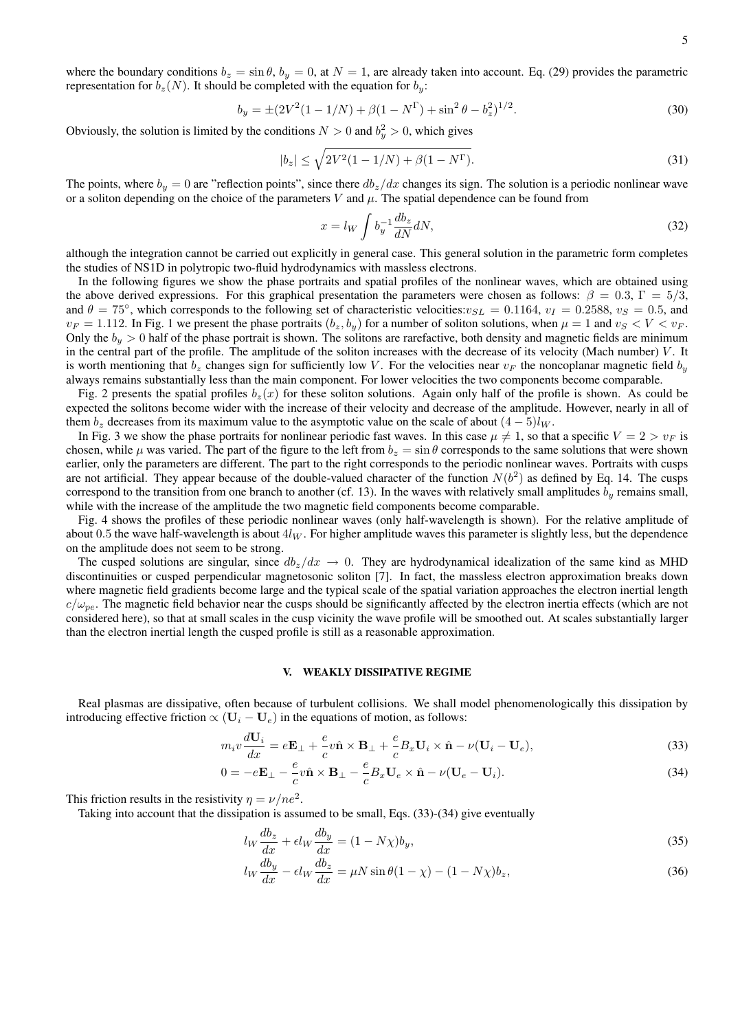where the boundary conditions $b_z = \sin\theta$, $b_y = 0$, at $N = 1$, are already taken into account. Eq. (29) provides the parametric representation for $b_z(N)$. It should be completed with the equation for $b_y$:

$$b_y = \pm(2V^2(1 - 1/N) + \beta(1 - N^\Gamma) + \sin^2\theta - b_z^2)^{1/2}. \tag{30}$$

Obviously, the solution is limited by the conditions $N > 0$ and $b_y^2 > 0$, which gives

$$|b_z| \leq \sqrt{2V^2(1 - 1/N) + \beta(1 - N^\Gamma)}. \tag{31}$$

The points, where $b_y = 0$ are "reflection points", since there $db_z/dx$ changes its sign. The solution is a periodic nonlinear wave or a soliton depending on the choice of the parameters $V$ and $\mu$. The spatial dependence can be found from

$$x = l_W \int b_y^{-1} \frac{db_z}{dN} dN, \tag{32}$$

although the integration cannot be carried out explicitly in general case. This general solution in the parametric form completes the studies of NS1D in polytropic two-fluid hydrodynamics with massless electrons.

In the following figures we show the phase portraits and spatial profiles of the nonlinear waves, which are obtained using the above derived expressions. For this graphical presentation the parameters were chosen as follows: $\beta = 0.3$, $\Gamma = 5/3$, and $\theta = 75^\circ$, which corresponds to the following set of characteristic velocities: $v_{SL} = 0.1164$, $v_I = 0.2588$, $v_S = 0.5$, and $v_F = 1.112$. In Fig. 1 we present the phase portraits $(b_z, b_y)$ for a number of soliton solutions, when $\mu = 1$ and $v_S < V < v_F$. Only the $b_y > 0$ half of the phase portrait is shown. The solitons are rarefactive, both density and magnetic fields are minimum in the central part of the profile. The amplitude of the soliton increases with the decrease of its velocity (Mach number) $V$. It is worth mentioning that $b_z$ changes sign for sufficiently low $V$. For the velocities near $v_F$ the noncoplanar magnetic field $b_y$ always remains substantially less than the main component. For lower velocities the two components become comparable.

Fig. 2 presents the spatial profiles $b_z(x)$ for these soliton solutions. Again only half of the profile is shown. As could be expected the solitons become wider with the increase of their velocity and decrease of the amplitude. However, nearly in all of them $b_z$ decreases from its maximum value to the asymptotic value on the scale of about $(4-5)l_W$.

In Fig. 3 we show the phase portraits for nonlinear periodic fast waves. In this case $\mu \neq 1$, so that a specific $V = 2 > v_F$ is chosen, while $\mu$ was varied. The part of the figure to the left from $b_z = \sin\theta$ corresponds to the same solutions that were shown earlier, only the parameters are different. The part to the right corresponds to the periodic nonlinear waves. Portraits with cusps are not artificial. They appear because of the double-valued character of the function $N(b^2)$ as defined by Eq. 14. The cusps correspond to the transition from one branch to another (cf. 13). In the waves with relatively small amplitudes $b_y$ remains small, while with the increase of the amplitude the two magnetic field components become comparable.

Fig. 4 shows the profiles of these periodic nonlinear waves (only half-wavelength is shown). For the relative amplitude of about 0.5 the wave half-wavelength is about $4l_W$. For higher amplitude waves this parameter is slightly less, but the dependence on the amplitude does not seem to be strong.

The cusped solutions are singular, since $db_z/dx \to 0$. They are hydrodynamical idealization of the same kind as MHD discontinuities or cusped perpendicular magnetosonic soliton [7]. In fact, the massless electron approximation breaks down where magnetic field gradients become large and the typical scale of the spatial variation approaches the electron inertial length $c/\omega_{pe}$. The magnetic field behavior near the cusps should be significantly affected by the electron inertia effects (which are not considered here), so that at small scales in the cusp vicinity the wave profile will be smoothed out. At scales substantially larger than the electron inertial length the cusped profile is still as a reasonable approximation.

## V. WEAKLY DISSIPATIVE REGIME

Real plasmas are dissipative, often because of turbulent collisions. We shall model phenomenologically this dissipation by introducing effective friction $\propto (\mathbf{U}_i - \mathbf{U}_e)$ in the equations of motion, as follows:

$$m_i v \frac{d\mathbf{U}_i}{dx} = e\mathbf{E}_\perp + \frac{e}{c} v\hat{\mathbf{n}} \times \mathbf{B}_\perp + \frac{e}{c} B_x \mathbf{U}_i \times \hat{\mathbf{n}} - \nu(\mathbf{U}_i - \mathbf{U}_e), \tag{33}$$

$$0 = -e\mathbf{E}_\perp - \frac{e}{c} v\hat{\mathbf{n}} \times \mathbf{B}_\perp - \frac{e}{c} B_x \mathbf{U}_e \times \hat{\mathbf{n}} - \nu(\mathbf{U}_e - \mathbf{U}_i). \tag{34}$$

This friction results in the resistivity $\eta = \nu/ne^2$.

Taking into account that the dissipation is assumed to be small, Eqs. (33)-(34) give eventually

$$l_W \frac{db_z}{dx} + \epsilon l_W \frac{db_y}{dx} = (1 - N\chi) b_y, \tag{35}$$

$$l_W \frac{db_y}{dx} - \epsilon l_W \frac{db_z}{dx} = \mu N \sin\theta (1 - \chi) - (1 - N\chi) b_z, \tag{36}$$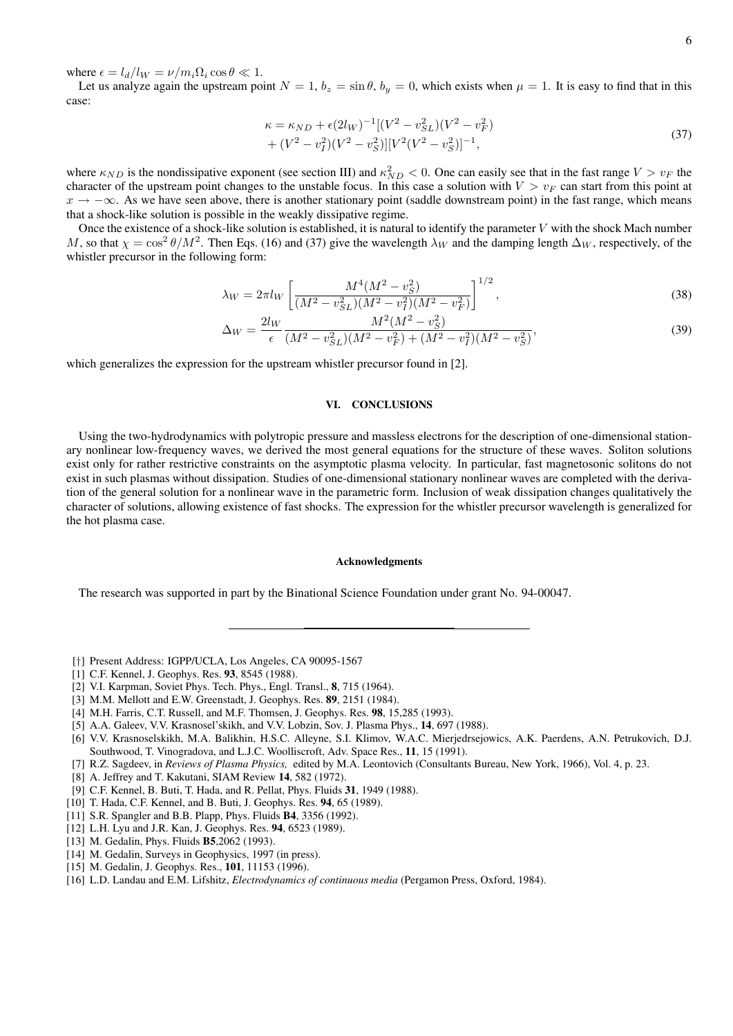where $\epsilon = l_d/l_W = \nu/m_i\Omega_i \cos\theta \ll 1$.

Let us analyze again the upstream point $N = 1$, $b_z = \sin\theta$, $b_y = 0$, which exists when $\mu = 1$. It is easy to find that in this case:

$$
\begin{aligned}
\kappa &= \kappa_{ND} + \epsilon(2l_W)^{-1}[(V^2 - v_{SL}^2)(V^2 - v_F^2) \\
&+ (V^2 - v_I^2)(V^2 - v_S^2)][V^2(V^2 - v_S^2)]^{-1},
\end{aligned}
\tag{37}
$$

where $\kappa_{ND}$ is the nondissipative exponent (see section III) and $\kappa_{ND}^2 < 0$. One can easily see that in the fast range $V > v_F$ the character of the upstream point changes to the unstable focus. In this case a solution with $V > v_F$ can start from this point at $x \to -\infty$. As we have seen above, there is another stationary point (saddle downstream point) in the fast range, which means that a shock-like solution is possible in the weakly dissipative regime.

Once the existence of a shock-like solution is established, it is natural to identify the parameter $V$ with the shock Mach number $M$, so that $\chi = \cos^2\theta/M^2$. Then Eqs. (16) and (37) give the wavelength $\lambda_W$ and the damping length $\Delta_W$, respectively, of the whistler precursor in the following form:

$$
\lambda_W = 2\pi l_W \left[\frac{M^4(M^2 - v_S^2)}{(M^2 - v_{SL}^2)(M^2 - v_I^2)(M^2 - v_F^2)}\right]^{1/2},
\tag{38}
$$

$$
\Delta_W = \frac{2l_W}{\epsilon} \frac{M^2(M^2 - v_S^2)}{(M^2 - v_{SL}^2)(M^2 - v_F^2) + (M^2 - v_I^2)(M^2 - v_S^2)},
\tag{39}
$$

which generalizes the expression for the upstream whistler precursor found in [2].

## VI. CONCLUSIONS

Using the two-hydrodynamics with polytropic pressure and massless electrons for the description of one-dimensional stationary nonlinear low-frequency waves, we derived the most general equations for the structure of these waves. Soliton solutions exist only for rather restrictive constraints on the asymptotic plasma velocity. In particular, fast magnetosonic solitons do not exist in such plasmas without dissipation. Studies of one-dimensional stationary nonlinear waves are completed with the derivation of the general solution for a nonlinear wave in the parametric form. Inclusion of weak dissipation changes qualitatively the character of solutions, allowing existence of fast shocks. The expression for the whistler precursor wavelength is generalized for the hot plasma case.

#### Acknowledgments

The research was supported in part by the Binational Science Foundation under grant No. 94-00047.

---

[†] Present Address: IGPP/UCLA, Los Angeles, CA 90095-1567
[1] C.F. Kennel, J. Geophys. Res. **93**, 8545 (1988).
[2] V.I. Karpman, Soviet Phys. Tech. Phys., Engl. Transl., **8**, 715 (1964).
[3] M.M. Mellott and E.W. Greenstadt, J. Geophys. Res. **89**, 2151 (1984).
[4] M.H. Farris, C.T. Russell, and M.F. Thomsen, J. Geophys. Res. **98**, 15,285 (1993).
[5] A.A. Galeev, V.V. Krasnosel'skikh, and V.V. Lobzin, Sov. J. Plasma Phys., **14**, 697 (1988).
[6] V.V. Krasnoselskikh, M.A. Balikhin, H.S.C. Alleyne, S.I. Klimov, W.A.C. Mierjedrsejowics, A.K. Paerdens, A.N. Petrukovich, D.J. Southwood, T. Vinogradova, and L.J.C. Woolliscroft, Adv. Space Res., **11**, 15 (1991).
[7] R.Z. Sagdeev, in *Reviews of Plasma Physics,* edited by M.A. Leontovich (Consultants Bureau, New York, 1966), Vol. 4, p. 23.
[8] A. Jeffrey and T. Kakutani, SIAM Review **14**, 582 (1972).
[9] C.F. Kennel, B. Buti, T. Hada, and R. Pellat, Phys. Fluids **31**, 1949 (1988).
[10] T. Hada, C.F. Kennel, and B. Buti, J. Geophys. Res. **94**, 65 (1989).
[11] S.R. Spangler and B.B. Plapp, Phys. Fluids **B4**, 3356 (1992).
[12] L.H. Lyu and J.R. Kan, J. Geophys. Res. **94**, 6523 (1989).
[13] M. Gedalin, Phys. Fluids **B5**,2062 (1993).
[14] M. Gedalin, Surveys in Geophysics, 1997 (in press).
[15] M. Gedalin, J. Geophys. Res., **101**, 11153 (1996).
[16] L.D. Landau and E.M. Lifshitz, *Electrodynamics of continuous media* (Pergamon Press, Oxford, 1984).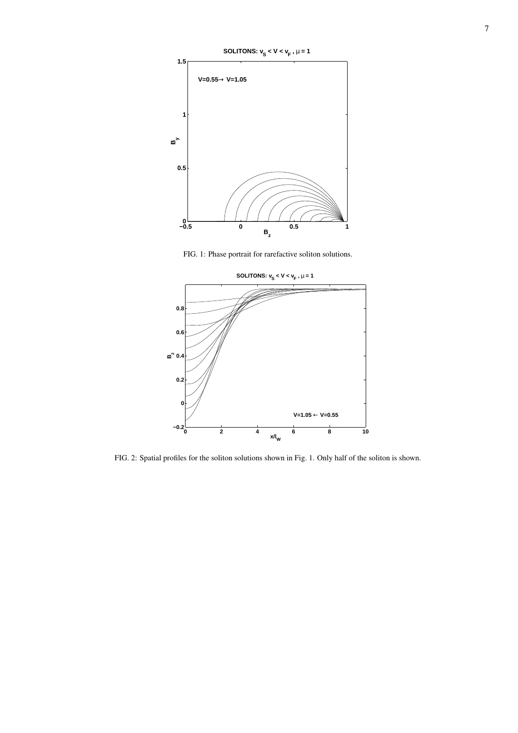FIG. 1: Phase portrait for rarefactive soliton solutions.

FIG. 2: Spatial profiles for the soliton solutions shown in Fig. 1. Only half of the soliton is shown.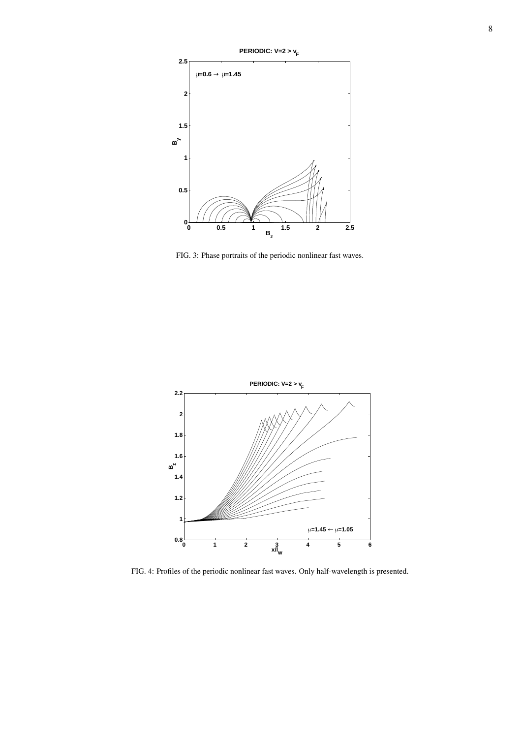PERIODIC: V=2 > $v_F$

$\mu$=0.6 → $\mu$=1.45

$B_y$

$B_z$

0
0.5
1
1.5
2
2.5

FIG. 3: Phase portraits of the periodic nonlinear fast waves.

PERIODIC: V=2 > $v_F$

$B_z$

$x/l_W$

$\mu$=1.45 ← $\mu$=1.05

0.8
1
1.2
1.4
1.6
1.8
2
2.2

0
1
2
3
4
5
6

FIG. 4: Profiles of the periodic nonlinear fast waves. Only half-wavelength is presented.